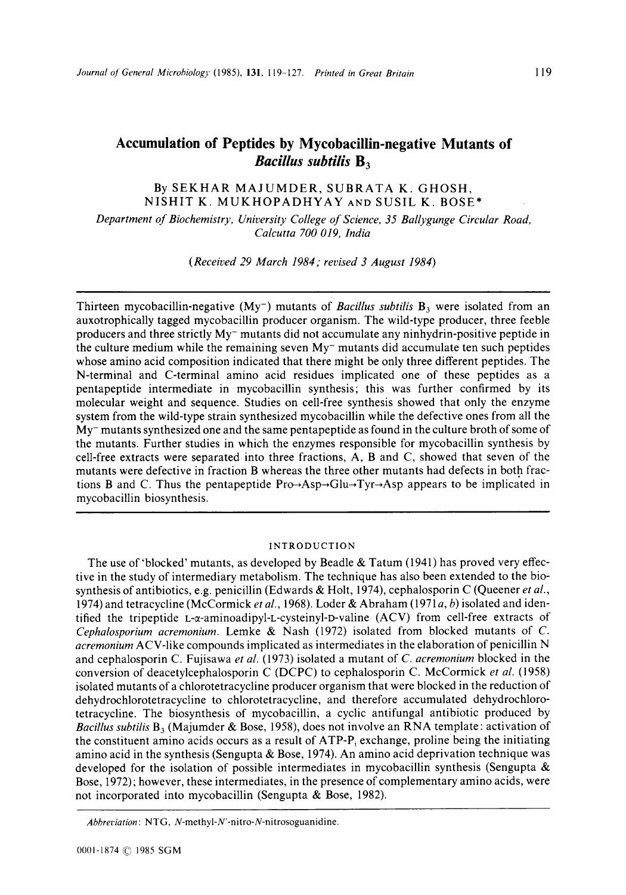# Accumulation of Peptides by Mycobacillin-negative Mutants of *Bacillus subtilis* $B_3$

By SEKHAR MAJUMDER, SUBRATA K. GHOSH, NISHIT K. MUKHOPADHYAY AND SUSIL K. BOSE*

*Department of Biochemistry, University College of Science, 35 Ballygunge Circular Road, Calcutta 700 019, India*

*(Received 29 March 1984; revised 3 August 1984)*

Thirteen mycobacillin-negative ($My^-$) mutants of *Bacillus subtilis* $B_3$ were isolated from an auxotrophically tagged mycobacillin producer organism. The wild-type producer, three feeble producers and three strictly $My^-$ mutants did not accumulate any ninhydrin-positive peptide in the culture medium while the remaining seven $My^-$ mutants did accumulate ten such peptides whose amino acid composition indicated that there might be only three different peptides. The N-terminal and C-terminal amino acid residues implicated one of these peptides as a pentapeptide intermediate in mycobacillin synthesis; this was further confirmed by its molecular weight and sequence. Studies on cell-free synthesis showed that only the enzyme system from the wild-type strain synthesized mycobacillin while the defective ones from all the $My^-$ mutants synthesized one and the same pentapeptide as found in the culture broth of some of the mutants. Further studies in which the enzymes responsible for mycobacillin synthesis by cell-free extracts were separated into three fractions, A, B and C, showed that seven of the mutants were defective in fraction B whereas the three other mutants had defects in both fractions B and C. Thus the pentapeptide Pro→Asp→Glu→Tyr→Asp appears to be implicated in mycobacillin biosynthesis.

## INTRODUCTION

The use of 'blocked' mutants, as developed by Beadle & Tatum (1941) has proved very effective in the study of intermediary metabolism. The technique has also been extended to the biosynthesis of antibiotics, e.g. penicillin (Edwards & Holt, 1974), cephalosporin C (Queener *et al.*, 1974) and tetracycline (McCormick *et al.*, 1968). Loder & Abraham (1971*a*, *b*) isolated and identified the tripeptide L-α-aminoadipyl-L-cysteinyl-D-valine (ACV) from cell-free extracts of *Cephalosporium acremonium*. Lemke & Nash (1972) isolated from blocked mutants of *C. acremonium* ACV-like compounds implicated as intermediates in the elaboration of penicillin N and cephalosporin C. Fujisawa *et al.* (1973) isolated a mutant of *C. acremonium* blocked in the conversion of deacetylcephalosporin C (DCPC) to cephalosporin C. McCormick *et al.* (1958) isolated mutants of a chlorotetracycline producer organism that were blocked in the reduction of dehydrochlorotetracycline to chlorotetracycline, and therefore accumulated dehydrochlorotetracycline. The biosynthesis of mycobacillin, a cyclic antifungal antibiotic produced by *Bacillus subtilis* $B_3$ (Majumder & Bose, 1958), does not involve an RNA template: activation of the constituent amino acids occurs as a result of ATP-$P_i$ exchange, proline being the initiating amino acid in the synthesis (Sengupta & Bose, 1974). An amino acid deprivation technique was developed for the isolation of possible intermediates in mycobacillin synthesis (Sengupta & Bose, 1972); however, these intermediates, in the presence of complementary amino acids, were not incorporated into mycobacillin (Sengupta & Bose, 1982).

*Abbreviation*: NTG, *N*-methyl-*N'*-nitro-*N*-nitrosoguanidine.

0001-1874 © 1985 SGM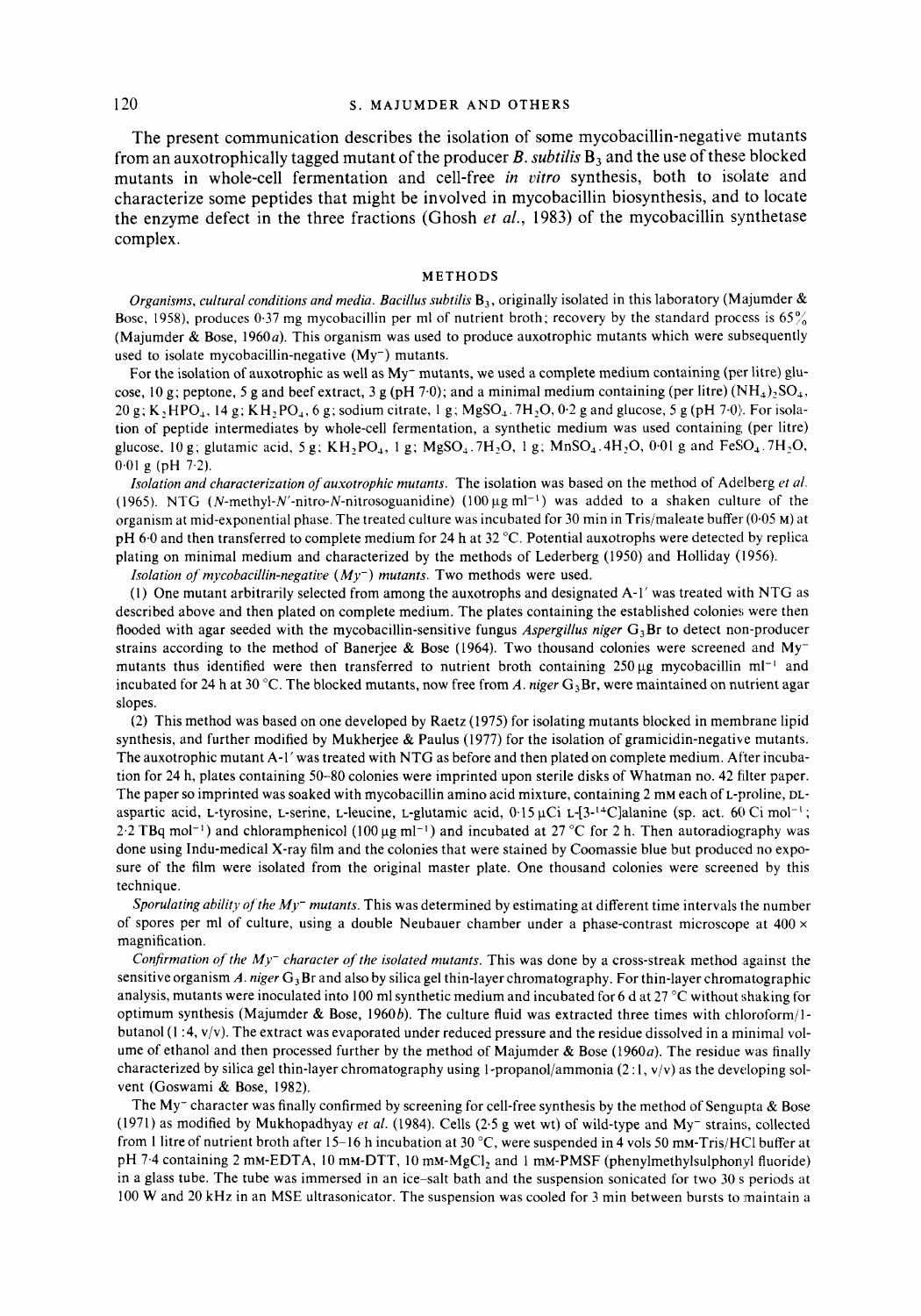The present communication describes the isolation of some mycobacillin-negative mutants from an auxotrophically tagged mutant of the producer *B. subtilis* $B_3$ and the use of these blocked mutants in whole-cell fermentation and cell-free *in vitro* synthesis, both to isolate and characterize some peptides that might be involved in mycobacillin biosynthesis, and to locate the enzyme defect in the three fractions (Ghosh *et al.*, 1983) of the mycobacillin synthetase complex.

## METHODS

*Organisms, cultural conditions and media.* *Bacillus subtilis* $B_3$, originally isolated in this laboratory (Majumder & Bose, 1958), produces 0·37 mg mycobacillin per ml of nutrient broth; recovery by the standard process is 65% (Majumder & Bose, 1960*a*). This organism was used to produce auxotrophic mutants which were subsequently used to isolate mycobacillin-negative ($My^-$) mutants.

For the isolation of auxotrophic as well as $My^-$ mutants, we used a complete medium containing (per litre) glucose, 10 g; peptone, 5 g and beef extract, 3 g (pH 7·0); and a minimal medium containing (per litre) $(NH_4)_2SO_4$, 20 g; $K_2HPO_4$, 14 g; $KH_2PO_4$, 6 g; sodium citrate, 1 g; $MgSO_4.7H_2O$, 0·2 g and glucose, 5 g (pH 7·0). For isolation of peptide intermediates by whole-cell fermentation, a synthetic medium was used containing (per litre) glucose, 10 g; glutamic acid, 5 g; $KH_2PO_4$, 1 g; $MgSO_4.7H_2O$, 1 g; $MnSO_4.4H_2O$, 0·01 g and $FeSO_4.7H_2O$, 0·01 g (pH 7·2).

*Isolation and characterization of auxotrophic mutants.* The isolation was based on the method of Adelberg *et al.* (1965). NTG (*N*-methyl-*N'*-nitro-*N*-nitrosoguanidine) (100 µg $ml^{-1}$) was added to a shaken culture of the organism at mid-exponential phase. The treated culture was incubated for 30 min in Tris/maleate buffer (0·05 M) at pH 6·0 and then transferred to complete medium for 24 h at 32 °C. Potential auxotrophs were detected by replica plating on minimal medium and characterized by the methods of Lederberg (1950) and Holliday (1956).

*Isolation of mycobacillin-negative* ($My^-$) *mutants.* Two methods were used.

(1) One mutant arbitrarily selected from among the auxotrophs and designated A-1' was treated with NTG as described above and then plated on complete medium. The plates containing the established colonies were then flooded with agar seeded with the mycobacillin-sensitive fungus *Aspergillus niger* $G_3Br$ to detect non-producer strains according to the method of Banerjee & Bose (1964). Two thousand colonies were screened and $My^-$ mutants thus identified were then transferred to nutrient broth containing 250 µg mycobacillin $ml^{-1}$ and incubated for 24 h at 30 °C. The blocked mutants, now free from *A. niger* $G_3Br$, were maintained on nutrient agar slopes.

(2) This method was based on one developed by Raetz (1975) for isolating mutants blocked in membrane lipid synthesis, and further modified by Mukherjee & Paulus (1977) for the isolation of gramicidin-negative mutants. The auxotrophic mutant A-1' was treated with NTG as before and then plated on complete medium. After incubation for 24 h, plates containing 50–80 colonies were imprinted upon sterile disks of Whatman no. 42 filter paper. The paper so imprinted was soaked with mycobacillin amino acid mixture, containing 2 mM each of L-proline, DL-aspartic acid, L-tyrosine, L-serine, L-leucine, L-glutamic acid, 0·15 µCi L-[3-$^{14}$C]alanine (sp. act. 60 Ci $mol^{-1}$; 2·2 TBq $mol^{-1}$) and chloramphenicol (100 µg $ml^{-1}$) and incubated at 27 °C for 2 h. Then autoradiography was done using Indu-medical X-ray film and the colonies that were stained by Coomassie blue but produced no exposure of the film were isolated from the original master plate. One thousand colonies were screened by this technique.

*Sporulating ability of the* $My^-$ *mutants.* This was determined by estimating at different time intervals the number of spores per ml of culture, using a double Neubauer chamber under a phase-contrast microscope at 400 × magnification.

*Confirmation of the* $My^-$ *character of the isolated mutants.* This was done by a cross-streak method against the sensitive organism *A. niger* $G_3Br$ and also by silica gel thin-layer chromatography. For thin-layer chromatographic analysis, mutants were inoculated into 100 ml synthetic medium and incubated for 6 d at 27 °C without shaking for optimum synthesis (Majumder & Bose, 1960*b*). The culture fluid was extracted three times with chloroform/1-butanol (1 : 4, v/v). The extract was evaporated under reduced pressure and the residue dissolved in a minimal volume of ethanol and then processed further by the method of Majumder & Bose (1960*a*). The residue was finally characterized by silica gel thin-layer chromatography using 1-propanol/ammonia (2 : 1, v/v) as the developing solvent (Goswami & Bose, 1982).

The $My^-$ character was finally confirmed by screening for cell-free synthesis by the method of Sengupta & Bose (1971) as modified by Mukhopadhyay *et al.* (1984). Cells (2·5 g wet wt) of wild-type and $My^-$ strains, collected from 1 litre of nutrient broth after 15–16 h incubation at 30 °C, were suspended in 4 vols 50 mM-Tris/HCl buffer at pH 7·4 containing 2 mM-EDTA, 10 mM-DTT, 10 mM-$MgCl_2$ and 1 mM-PMSF (phenylmethylsulphonyl fluoride) in a glass tube. The tube was immersed in an ice–salt bath and the suspension sonicated for two 30 s periods at 100 W and 20 kHz in an MSE ultrasonicator. The suspension was cooled for 3 min between bursts to maintain a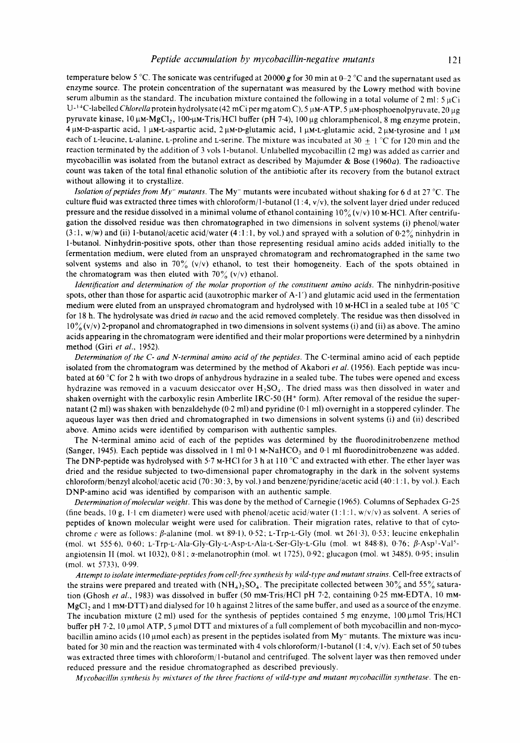temperature below 5 °C. The sonicate was centrifuged at 20000 $g$ for 30 min at 0–2 °C and the supernatant used as enzyme source. The protein concentration of the supernatant was measured by the Lowry method with bovine serum albumin as the standard. The incubation mixture contained the following in a total volume of 2 ml: 5 µCi U-$^{14}$C-labelled *Chlorella* protein hydrolysate (42 mCi per mg atom C), 5 µM-ATP, 5 µM-phosphoenolpyruvate, 20 µg pyruvate kinase, 10 µM-$MgCl_2$, 100-µM-Tris/HCl buffer (pH 7·4), 100 µg chloramphenicol, 8 mg enzyme protein, 4 µM-D-aspartic acid, 1 µM-L-aspartic acid, 2 µM-D-glutamic acid, 1 µM-L-glutamic acid, 2 µM-tyrosine and 1 µM each of L-leucine, L-alanine, L-proline and L-serine. The mixture was incubated at 30 ± 1 °C for 120 min and the reaction terminated by the addition of 3 vols 1-butanol. Unlabelled mycobacillin (2 mg) was added as carrier and mycobacillin was isolated from the butanol extract as described by Majumder & Bose (1960*a*). The radioactive count was taken of the total final ethanolic solution of the antibiotic after its recovery from the butanol extract without allowing it to crystallize.

*Isolation of peptides from My$^-$ mutants.* The My$^-$ mutants were incubated without shaking for 6 d at 27 °C. The culture fluid was extracted three times with chloroform/1-butanol (1:4, v/v), the solvent layer dried under reduced pressure and the residue dissolved in a minimal volume of ethanol containing 10% (v/v) 10 M-HCl. After centrifugation the dissolved residue was then chromatographed in two dimensions in solvent systems (i) phenol/water (3:1, w/w) and (ii) 1-butanol/acetic acid/water (4:1:1, by vol.) and sprayed with a solution of 0·2% ninhydrin in 1-butanol. Ninhydrin-positive spots, other than those representing residual amino acids added initially to the fermentation medium, were eluted from an unsprayed chromatogram and rechromatographed in the same two solvent systems and also in 70% (v/v) ethanol, to test their homogeneity. Each of the spots obtained in the chromatogram was then eluted with 70% (v/v) ethanol.

*Identification and determination of the molar proportion of the constituent amino acids.* The ninhydrin-positive spots, other than those for aspartic acid (auxotrophic marker of A-1′) and glutamic acid used in the fermentation medium were eluted from an unsprayed chromatogram and hydrolysed with 10 M-HCl in a sealed tube at 105 °C for 18 h. The hydrolysate was dried *in vacuo* and the acid removed completely. The residue was then dissolved in 10% (v/v) 2-propanol and chromatographed in two dimensions in solvent systems (i) and (ii) as above. The amino acids appearing in the chromatogram were identified and their molar proportions were determined by a ninhydrin method (Giri *et al.*, 1952).

*Determination of the C- and N-terminal amino acid of the peptides.* The C-terminal amino acid of each peptide isolated from the chromatogram was determined by the method of Akabori *et al.* (1956). Each peptide was incubated at 60 °C for 2 h with two drops of anhydrous hydrazine in a sealed tube. The tubes were opened and excess hydrazine was removed in a vacuum desiccator over $H_2SO_4$. The dried mass was then dissolved in water and shaken overnight with the carboxylic resin Amberlite IRC-50 ($H^+$ form). After removal of the residue the supernatant (2 ml) was shaken with benzaldehyde (0·2 ml) and pyridine (0·1 ml) overnight in a stoppered cylinder. The aqueous layer was then dried and chromatographed in two dimensions in solvent systems (i) and (ii) described above. Amino acids were identified by comparison with authentic samples.

The N-terminal amino acid of each of the peptides was determined by the fluorodinitrobenzene method (Sanger, 1945). Each peptide was dissolved in 1 ml 0·1 M-$NaHCO_3$ and 0·1 ml fluorodinitrobenzene was added. The DNP-peptide was hydrolysed with 5·7 M-HCl for 3 h at 110 °C and extracted with ether. The ether layer was dried and the residue subjected to two-dimensional paper chromatography in the dark in the solvent systems chloroform/benzyl alcohol/acetic acid (70:30:3, by vol.) and benzene/pyridine/acetic acid (40:1:1, by vol.). Each DNP-amino acid was identified by comparison with an authentic sample.

*Determination of molecular weight.* This was done by the method of Carnegie (1965). Columns of Sephadex G-25 (fine beads, 10 g, 1·1 cm diameter) were used with phenol/acetic acid/water (1:1:1, w/v/v) as solvent. A series of peptides of known molecular weight were used for calibration. Their migration rates, relative to that of cytochrome *c* were as follows: β-alanine (mol. wt 89·1), 0·52; L-Trp-L-Gly (mol. wt 261·3), 0·53; leucine enkephalin (mol. wt 555·6), 0·60; L-Trp-L-Ala-Gly-Gly-L-Asp-L-Ala-L-Ser-Gly-L-Glu (mol. wt 848·8), 0·76; β-Asp$^1$-Val$^5$-angiotensin II (mol. wt 1032), 0·81; α-melanotrophin (mol. wt 1725), 0·92; glucagon (mol. wt 3485), 0·95; insulin (mol. wt 5733), 0·99.

*Attempt to isolate intermediate-peptides from cell-free synthesis by wild-type and mutant strains.* Cell-free extracts of the strains were prepared and treated with $(NH_4)_2SO_4$. The precipitate collected between 30% and 55% saturation (Ghosh *et al.*, 1983) was dissolved in buffer (50 mM-Tris/HCl pH 7·2, containing 0·25 mM-EDTA, 10 mM-$MgCl_2$ and 1 mM-DTT) and dialysed for 10 h against 2 litres of the same buffer, and used as a source of the enzyme. The incubation mixture (2 ml) used for the synthesis of peptides contained 5 mg enzyme, 100 µmol Tris/HCl buffer pH 7·2, 10 µmol ATP, 5 µmol DTT and mixtures of a full complement of both mycobacillin and non-mycobacillin amino acids (10 µmol each) as present in the peptides isolated from My$^-$ mutants. The mixture was incubated for 30 min and the reaction was terminated with 4 vols chloroform/1-butanol (1:4, v/v). Each set of 50 tubes was extracted three times with chloroform/1-butanol and centrifuged. The solvent layer was then removed under reduced pressure and the residue chromatographed as described previously.

*Mycobacillin synthesis by mixtures of the three fractions of wild-type and mutant mycobacillin synthetase.* The en-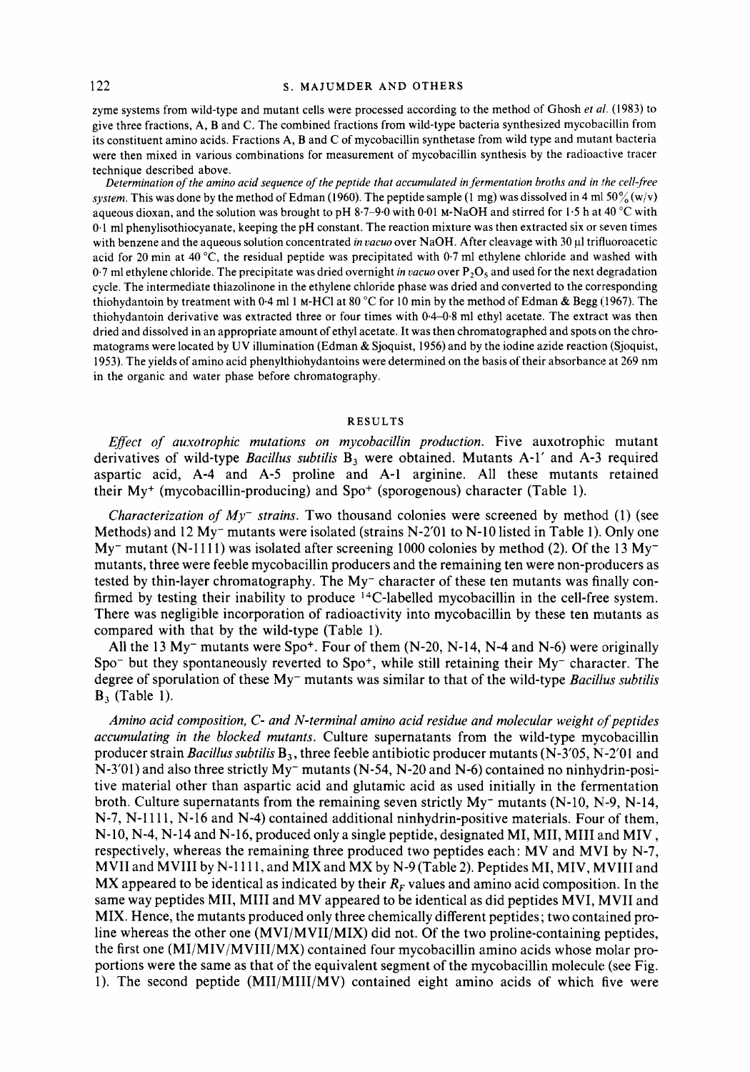zyme systems from wild-type and mutant cells were processed according to the method of Ghosh *et al.* (1983) to give three fractions, A, B and C. The combined fractions from wild-type bacteria synthesized mycobacillin from its constituent amino acids. Fractions A, B and C of mycobacillin synthetase from wild type and mutant bacteria were then mixed in various combinations for measurement of mycobacillin synthesis by the radioactive tracer technique described above.

*Determination of the amino acid sequence of the peptide that accumulated in fermentation broths and in the cell-free system.* This was done by the method of Edman (1960). The peptide sample (1 mg) was dissolved in 4 ml 50% (w/v) aqueous dioxan, and the solution was brought to pH 8·7–9·0 with 0·01 M-NaOH and stirred for 1·5 h at 40 °C with 0·1 ml phenylisothiocyanate, keeping the pH constant. The reaction mixture was then extracted six or seven times with benzene and the aqueous solution concentrated *in vacuo* over NaOH. After cleavage with 30 µl trifluoroacetic acid for 20 min at 40 °C, the residual peptide was precipitated with 0·7 ml ethylene chloride and washed with 0·7 ml ethylene chloride. The precipitate was dried overnight *in vacuo* over $P_2O_5$ and used for the next degradation cycle. The intermediate thiazolinone in the ethylene chloride phase was dried and converted to the corresponding thiohydantoin by treatment with 0·4 ml 1 M-HCl at 80 °C for 10 min by the method of Edman & Begg (1967). The thiohydantoin derivative was extracted three or four times with 0·4–0·8 ml ethyl acetate. The extract was then dried and dissolved in an appropriate amount of ethyl acetate. It was then chromatographed and spots on the chromatograms were located by UV illumination (Edman & Sjoquist, 1956) and by the iodine azide reaction (Sjoquist, 1953). The yields of amino acid phenylthiohydantoins were determined on the basis of their absorbance at 269 nm in the organic and water phase before chromatography.

## RESULTS

*Effect of auxotrophic mutations on mycobacillin production.* Five auxotrophic mutant derivatives of wild-type *Bacillus subtilis* $B_3$ were obtained. Mutants A-1′ and A-3 required aspartic acid, A-4 and A-5 proline and A-1 arginine. All these mutants retained their $My^+$ (mycobacillin-producing) and $Spo^+$ (sporogenous) character (Table 1).

*Characterization of $My^-$ strains.* Two thousand colonies were screened by method (1) (see Methods) and 12 $My^-$ mutants were isolated (strains N-2′01 to N-10 listed in Table 1). Only one $My^-$ mutant (N-1111) was isolated after screening 1000 colonies by method (2). Of the 13 $My^-$ mutants, three were feeble mycobacillin producers and the remaining ten were non-producers as tested by thin-layer chromatography. The $My^-$ character of these ten mutants was finally confirmed by testing their inability to produce $^{14}C$-labelled mycobacillin in the cell-free system. There was negligible incorporation of radioactivity into mycobacillin by these ten mutants as compared with that by the wild-type (Table 1).

All the 13 $My^-$ mutants were $Spo^+$. Four of them (N-20, N-14, N-4 and N-6) were originally $Spo^-$ but they spontaneously reverted to $Spo^+$, while still retaining their $My^-$ character. The degree of sporulation of these $My^-$ mutants was similar to that of the wild-type *Bacillus subtilis* $B_3$ (Table 1).

*Amino acid composition, C- and N-terminal amino acid residue and molecular weight of peptides accumulating in the blocked mutants.* Culture supernatants from the wild-type mycobacillin producer strain *Bacillus subtilis* $B_3$, three feeble antibiotic producer mutants (N-3′05, N-2′01 and N-3′01) and also three strictly $My^-$ mutants (N-54, N-20 and N-6) contained no ninhydrin-positive material other than aspartic acid and glutamic acid as used initially in the fermentation broth. Culture supernatants from the remaining seven strictly $My^-$ mutants (N-10, N-9, N-14, N-7, N-1111, N-16 and N-4) contained additional ninhydrin-positive materials. Four of them, N-10, N-4, N-14 and N-16, produced only a single peptide, designated MI, MII, MIII and MIV, respectively, whereas the remaining three produced two peptides each: MV and MVI by N-7, MVII and MVIII by N-1111, and MIX and MX by N-9 (Table 2). Peptides MI, MIV, MVIII and MX appeared to be identical as indicated by their $R_F$ values and amino acid composition. In the same way peptides MII, MIII and MV appeared to be identical as did peptides MVI, MVII and MIX. Hence, the mutants produced only three chemically different peptides; two contained proline whereas the other one (MVI/MVII/MIX) did not. Of the two proline-containing peptides, the first one (MI/MIV/MVIII/MX) contained four mycobacillin amino acids whose molar proportions were the same as that of the equivalent segment of the mycobacillin molecule (see Fig. 1). The second peptide (MII/MIII/MV) contained eight amino acids of which five were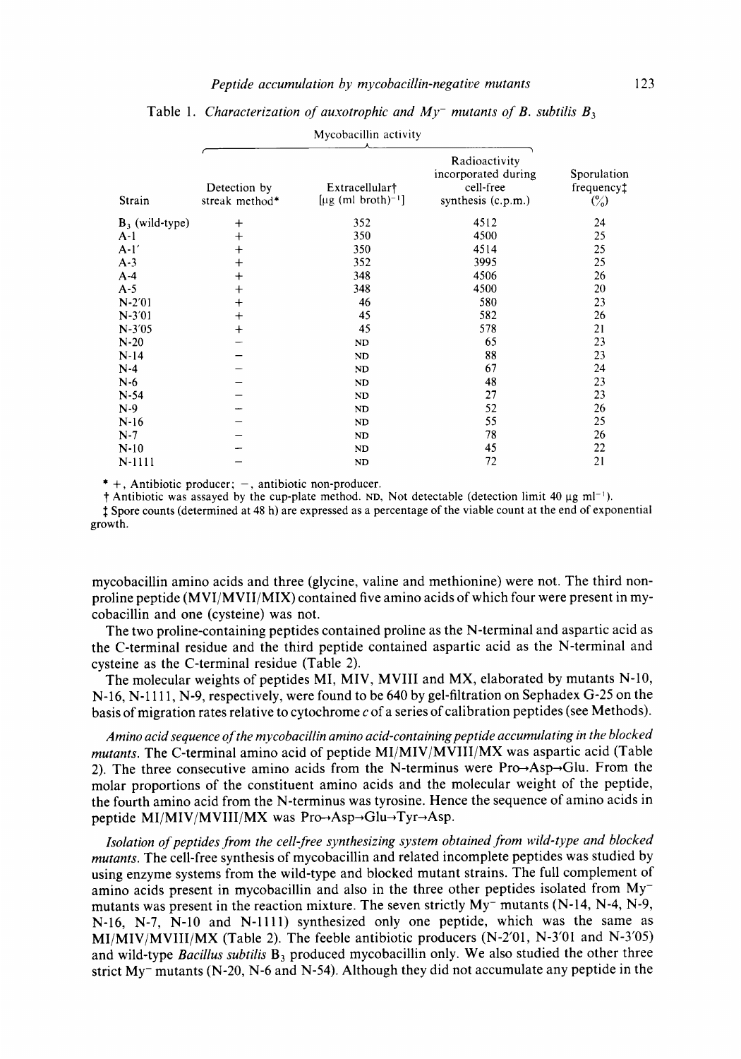Table 1. *Characterization of auxotrophic and My⁻ mutants of B. subtilis $B_3$*

| Strain | Mycobacillin activity | | | Sporulation frequency‡ (%) |
|---|---|---|---|---|
| | Detection by streak method* | Extracellular† [μg (ml broth)⁻¹] | Radioactivity incorporated during cell-free synthesis (c.p.m.) | |
| $B_3$ (wild-type) | + | 352 | 4512 | 24 |
| A-1 | + | 350 | 4500 | 25 |
| A-1′ | + | 350 | 4514 | 25 |
| A-3 | + | 352 | 3995 | 25 |
| A-4 | + | 348 | 4506 | 26 |
| A-5 | + | 348 | 4500 | 20 |
| N-2′01 | + | 46 | 580 | 23 |
| N-3′01 | + | 45 | 582 | 26 |
| N-3′05 | + | 45 | 578 | 21 |
| N-20 | − | ND | 65 | 23 |
| N-14 | − | ND | 88 | 23 |
| N-4 | − | ND | 67 | 24 |
| N-6 | − | ND | 48 | 23 |
| N-54 | − | ND | 27 | 23 |
| N-9 | − | ND | 52 | 26 |
| N-16 | − | ND | 55 | 25 |
| N-7 | − | ND | 78 | 26 |
| N-10 | − | ND | 45 | 22 |
| N-1111 | − | ND | 72 | 21 |

\* +, Antibiotic producer; −, antibiotic non-producer.

† Antibiotic was assayed by the cup-plate method. ND, Not detectable (detection limit 40 μg ml⁻¹).

‡ Spore counts (determined at 48 h) are expressed as a percentage of the viable count at the end of exponential growth.

mycobacillin amino acids and three (glycine, valine and methionine) were not. The third non-proline peptide (MVI/MVII/MIX) contained five amino acids of which four were present in mycobacillin and one (cysteine) was not.

The two proline-containing peptides contained proline as the N-terminal and aspartic acid as the C-terminal residue and the third peptide contained aspartic acid as the N-terminal and cysteine as the C-terminal residue (Table 2).

The molecular weights of peptides MI, MIV, MVIII and MX, elaborated by mutants N-10, N-16, N-1111, N-9, respectively, were found to be 640 by gel-filtration on Sephadex G-25 on the basis of migration rates relative to cytochrome *c* of a series of calibration peptides (see Methods).

*Amino acid sequence of the mycobacillin amino acid-containing peptide accumulating in the blocked mutants.* The C-terminal amino acid of peptide MI/MIV/MVIII/MX was aspartic acid (Table 2). The three consecutive amino acids from the N-terminus were Pro→Asp→Glu. From the molar proportions of the constituent amino acids and the molecular weight of the peptide, the fourth amino acid from the N-terminus was tyrosine. Hence the sequence of amino acids in peptide MI/MIV/MVIII/MX was Pro→Asp→Glu→Tyr→Asp.

*Isolation of peptides from the cell-free synthesizing system obtained from wild-type and blocked mutants.* The cell-free synthesis of mycobacillin and related incomplete peptides was studied by using enzyme systems from the wild-type and blocked mutant strains. The full complement of amino acids present in mycobacillin and also in the three other peptides isolated from My⁻ mutants was present in the reaction mixture. The seven strictly My⁻ mutants (N-14, N-4, N-9, N-16, N-7, N-10 and N-1111) synthesized only one peptide, which was the same as MI/MIV/MVIII/MX (Table 2). The feeble antibiotic producers (N-2′01, N-3′01 and N-3′05) and wild-type *Bacillus subtilis* $B_3$ produced mycobacillin only. We also studied the other three strict My⁻ mutants (N-20, N-6 and N-54). Although they did not accumulate any peptide in the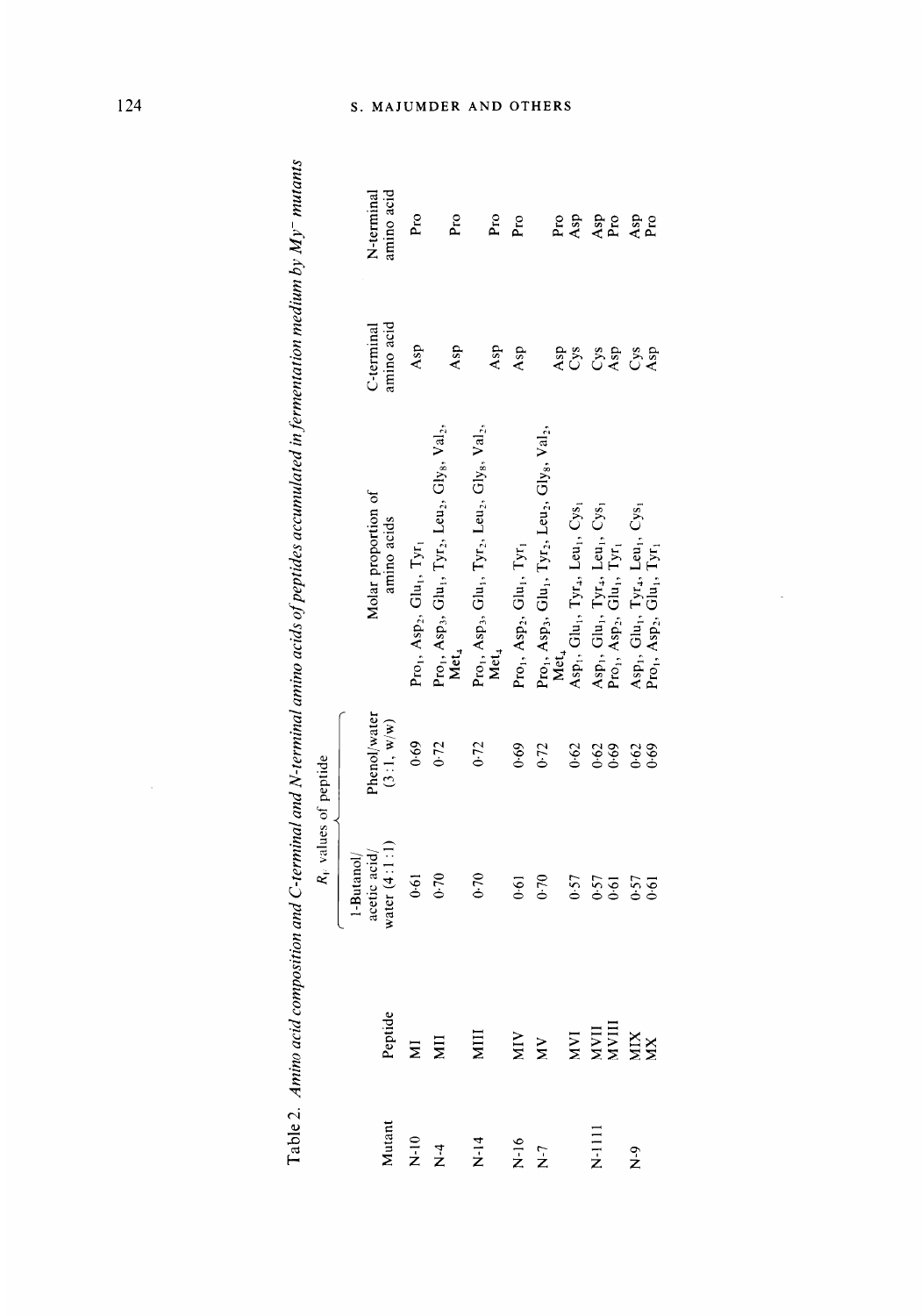Table 2. *Amino acid composition and C-terminal and N-terminal amino acids of peptides accumulated in fermentation medium by My⁻ mutants*

| Mutant | Peptide | $R_f$ values of peptide | | Molar proportion of amino acids | C-terminal amino acid | N-terminal amino acid |
|---|---|---|---|---|---|---|
| | | 1-Butanol/ acetic acid/ water (4:1:1) | Phenol/water (3:1, w/w) | | | |
| N-10 | MI | 0·61 | 0·69 | $Pro_1$, $Asp_2$, $Glu_1$, $Tyr_1$ | Asp | Pro |
| N-4 | MII | 0·70 | 0·72 | $Pro_1$, $Asp_3$, $Glu_1$, $Tyr_2$, $Leu_2$, $Gly_8$, $Val_2$, $Met_4$ | Asp | Pro |
| N-14 | MIII | 0·70 | 0·72 | $Pro_1$, $Asp_3$, $Glu_1$, $Tyr_2$, $Leu_2$, $Gly_8$, $Val_2$, $Met_4$ | Asp | Pro |
| N-16 | MIV | 0·61 | 0·69 | $Pro_1$, $Asp_2$, $Glu_1$, $Tyr_1$ | Asp | Pro |
| N-7 | MV | 0·70 | 0·72 | $Pro_1$, $Asp_3$, $Glu_1$, $Tyr_2$, $Leu_2$, $Gly_8$, $Val_2$, $Met_4$ | Asp | Pro |
| | MVI | 0·57 | 0·62 | $Asp_1$, $Glu_1$, $Tyr_4$, $Leu_1$, $Cys_1$ | Cys | Asp |
| N-1111 | MVII | 0·57 | 0·62 | $Asp_1$, $Glu_1$, $Tyr_4$, $Leu_1$, $Cys_1$ | Cys | Asp |
| | MVIII | 0·61 | 0·69 | $Pro_1$, $Asp_2$, $Glu_1$, $Tyr_1$ | Asp | Pro |
| N-9 | MIX | 0·57 | 0·62 | $Asp_1$, $Glu_1$, $Tyr_4$, $Leu_1$, $Cys_1$ | Cys | Asp |
| | MX | 0·61 | 0·69 | $Pro_1$, $Asp_2$, $Glu_1$, $Tyr_1$ | Asp | Pro |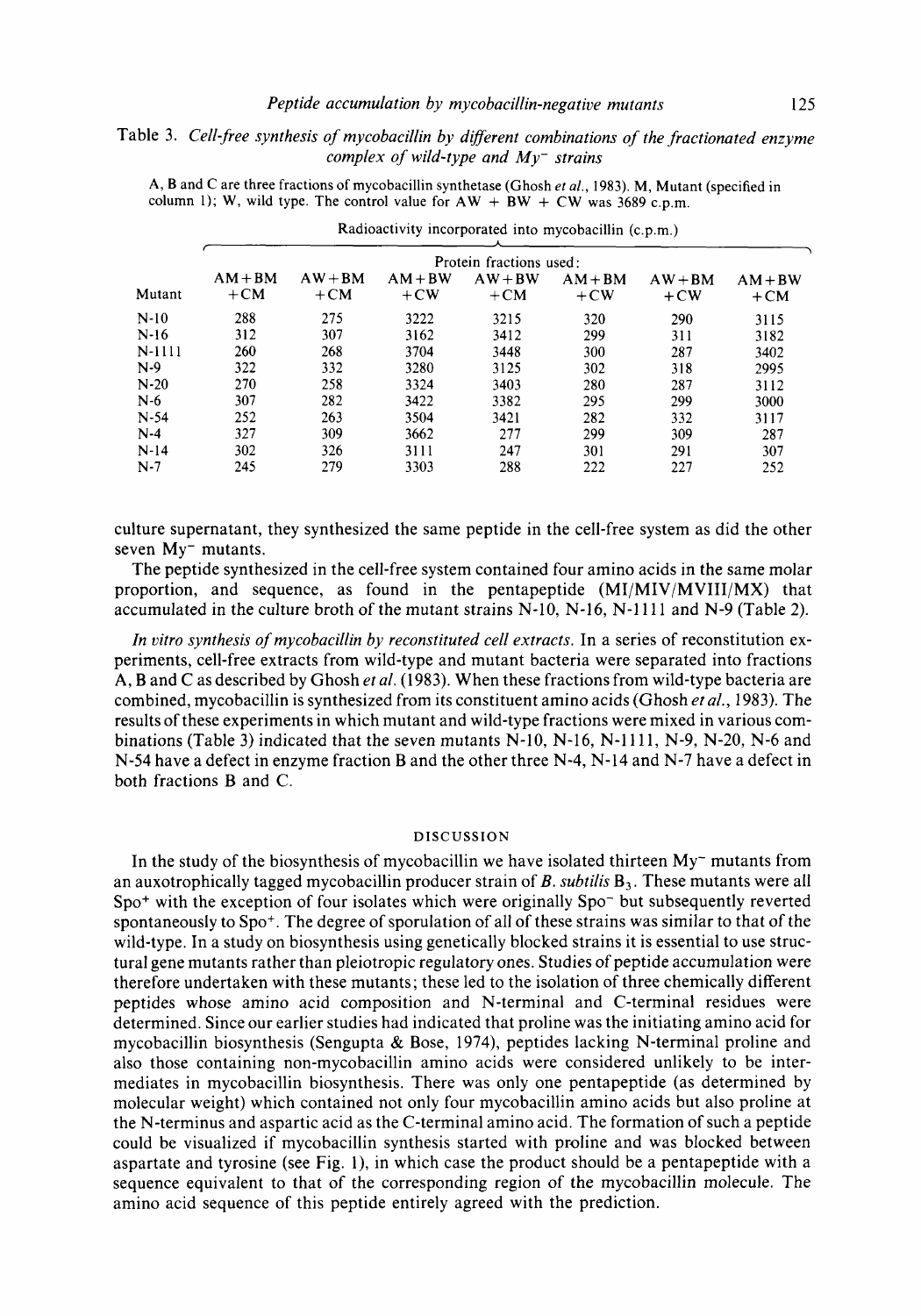Table 3. *Cell-free synthesis of mycobacillin by different combinations of the fractionated enzyme complex of wild-type and My⁻ strains*

A, B and C are three fractions of mycobacillin synthetase (Ghosh *et al.*, 1983). M, Mutant (specified in column 1); W, wild type. The control value for AW + BW + CW was 3689 c.p.m.

| | Radioactivity incorporated into mycobacillin (c.p.m.) | | | | | | |
|---|---|---|---|---|---|---|---|
| | Protein fractions used: | | | | | | |
| Mutant | AM+BM +CM | AW+BM +CM | AM+BW +CW | AW+BW +CM | AM+BM +CW | AW+BM +CW | AM+BW +CM |
| N-10 | 288 | 275 | 3222 | 3215 | 320 | 290 | 3115 |
| N-16 | 312 | 307 | 3162 | 3412 | 299 | 311 | 3182 |
| N-1111 | 260 | 268 | 3704 | 3448 | 300 | 287 | 3402 |
| N-9 | 322 | 332 | 3280 | 3125 | 302 | 318 | 2995 |
| N-20 | 270 | 258 | 3324 | 3403 | 280 | 287 | 3112 |
| N-6 | 307 | 282 | 3422 | 3382 | 295 | 299 | 3000 |
| N-54 | 252 | 263 | 3504 | 3421 | 282 | 332 | 3117 |
| N-4 | 327 | 309 | 3662 | 277 | 299 | 309 | 287 |
| N-14 | 302 | 326 | 3111 | 247 | 301 | 291 | 307 |
| N-7 | 245 | 279 | 3303 | 288 | 222 | 227 | 252 |

culture supernatant, they synthesized the same peptide in the cell-free system as did the other seven My⁻ mutants.

The peptide synthesized in the cell-free system contained four amino acids in the same molar proportion, and sequence, as found in the pentapeptide (MI/MIV/MVIII/MX) that accumulated in the culture broth of the mutant strains N-10, N-16, N-1111 and N-9 (Table 2).

*In vitro synthesis of mycobacillin by reconstituted cell extracts.* In a series of reconstitution experiments, cell-free extracts from wild-type and mutant bacteria were separated into fractions A, B and C as described by Ghosh *et al.* (1983). When these fractions from wild-type bacteria are combined, mycobacillin is synthesized from its constituent amino acids (Ghosh *et al.*, 1983). The results of these experiments in which mutant and wild-type fractions were mixed in various combinations (Table 3) indicated that the seven mutants N-10, N-16, N-1111, N-9, N-20, N-6 and N-54 have a defect in enzyme fraction B and the other three N-4, N-14 and N-7 have a defect in both fractions B and C.

## DISCUSSION

In the study of the biosynthesis of mycobacillin we have isolated thirteen My⁻ mutants from an auxotrophically tagged mycobacillin producer strain of *B. subtilis* $B_3$. These mutants were all Spo⁺ with the exception of four isolates which were originally Spo⁻ but subsequently reverted spontaneously to Spo⁺. The degree of sporulation of all of these strains was similar to that of the wild-type. In a study on biosynthesis using genetically blocked strains it is essential to use structural gene mutants rather than pleiotropic regulatory ones. Studies of peptide accumulation were therefore undertaken with these mutants; these led to the isolation of three chemically different peptides whose amino acid composition and N-terminal and C-terminal residues were determined. Since our earlier studies had indicated that proline was the initiating amino acid for mycobacillin biosynthesis (Sengupta & Bose, 1974), peptides lacking N-terminal proline and also those containing non-mycobacillin amino acids were considered unlikely to be intermediates in mycobacillin biosynthesis. There was only one pentapeptide (as determined by molecular weight) which contained not only four mycobacillin amino acids but also proline at the N-terminus and aspartic acid as the C-terminal amino acid. The formation of such a peptide could be visualized if mycobacillin synthesis started with proline and was blocked between aspartate and tyrosine (see Fig. 1), in which case the product should be a pentapeptide with a sequence equivalent to that of the corresponding region of the mycobacillin molecule. The amino acid sequence of this peptide entirely agreed with the prediction.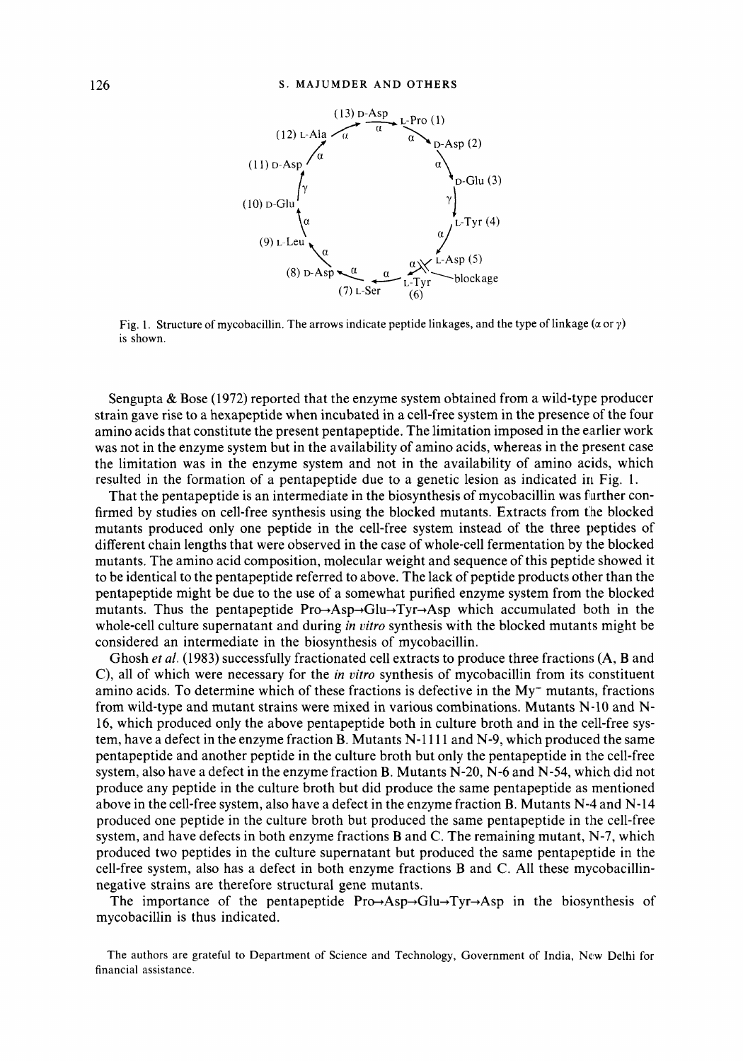(13) D-Asp → L-Pro (1) → D-Asp (2) → D-Glu (3) → L-Tyr (4) → L-Asp (5) ✕ blockage → L-Tyr (6) → (7) L-Ser → (8) D-Asp → (9) L-Leu → (10) D-Glu → (11) D-Asp → (12) L-Ala → (13) D-Asp

Fig. 1. Structure of mycobacillin. The arrows indicate peptide linkages, and the type of linkage (α or γ) is shown.

Sengupta & Bose (1972) reported that the enzyme system obtained from a wild-type producer strain gave rise to a hexapeptide when incubated in a cell-free system in the presence of the four amino acids that constitute the present pentapeptide. The limitation imposed in the earlier work was not in the enzyme system but in the availability of amino acids, whereas in the present case the limitation was in the enzyme system and not in the availability of amino acids, which resulted in the formation of a pentapeptide due to a genetic lesion as indicated in Fig. 1.

That the pentapeptide is an intermediate in the biosynthesis of mycobacillin was further confirmed by studies on cell-free synthesis using the blocked mutants. Extracts from the blocked mutants produced only one peptide in the cell-free system instead of the three peptides of different chain lengths that were observed in the case of whole-cell fermentation by the blocked mutants. The amino acid composition, molecular weight and sequence of this peptide showed it to be identical to the pentapeptide referred to above. The lack of peptide products other than the pentapeptide might be due to the use of a somewhat purified enzyme system from the blocked mutants. Thus the pentapeptide Pro→Asp→Glu→Tyr→Asp which accumulated both in the whole-cell culture supernatant and during *in vitro* synthesis with the blocked mutants might be considered an intermediate in the biosynthesis of mycobacillin.

Ghosh *et al.* (1983) successfully fractionated cell extracts to produce three fractions (A, B and C), all of which were necessary for the *in vitro* synthesis of mycobacillin from its constituent amino acids. To determine which of these fractions is defective in the My⁻ mutants, fractions from wild-type and mutant strains were mixed in various combinations. Mutants N-10 and N-16, which produced only the above pentapeptide both in culture broth and in the cell-free system, have a defect in the enzyme fraction B. Mutants N-1111 and N-9, which produced the same pentapeptide and another peptide in the culture broth but only the pentapeptide in the cell-free system, also have a defect in the enzyme fraction B. Mutants N-20, N-6 and N-54, which did not produce any peptide in the culture broth but did produce the same pentapeptide as mentioned above in the cell-free system, also have a defect in the enzyme fraction B. Mutants N-4 and N-14 produced one peptide in the culture broth but produced the same pentapeptide in the cell-free system, and have defects in both enzyme fractions B and C. The remaining mutant, N-7, which produced two peptides in the culture supernatant but produced the same pentapeptide in the cell-free system, also has a defect in both enzyme fractions B and C. All these mycobacillin-negative strains are therefore structural gene mutants.

The importance of the pentapeptide Pro→Asp→Glu→Tyr→Asp in the biosynthesis of mycobacillin is thus indicated.

The authors are grateful to Department of Science and Technology, Government of India, New Delhi for financial assistance.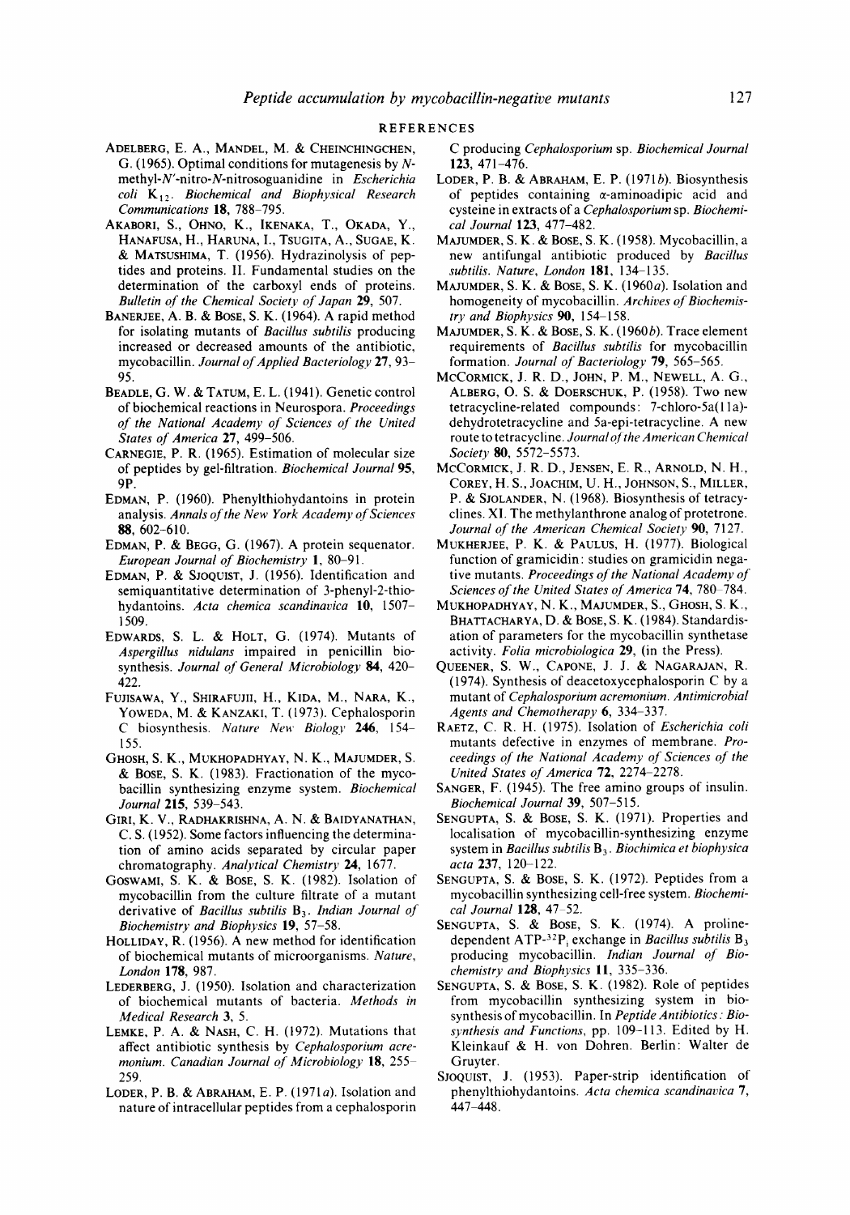## REFERENCES

ADELBERG, E. A., MANDEL, M. & CHEINCHINGCHEN, G. (1965). Optimal conditions for mutagenesis by *N*-methyl-*N*′-nitro-*N*-nitrosoguanidine in *Escherichia coli* $K_{12}$. *Biochemical and Biophysical Research Communications* **18**, 788–795.

AKABORI, S., OHNO, K., IKENAKA, T., OKADA, Y., HANAFUSA, H., HARUNA, I., TSUGITA, A., SUGAE, K. & MATSUSHIMA, T. (1956). Hydrazinolysis of peptides and proteins. II. Fundamental studies on the determination of the carboxyl ends of proteins. *Bulletin of the Chemical Society of Japan* **29**, 507.

BANERJEE, A. B. & BOSE, S. K. (1964). A rapid method for isolating mutants of *Bacillus subtilis* producing increased or decreased amounts of the antibiotic, mycobacillin. *Journal of Applied Bacteriology* **27**, 93–95.

BEADLE, G. W. & TATUM, E. L. (1941). Genetic control of biochemical reactions in Neurospora. *Proceedings of the National Academy of Sciences of the United States of America* **27**, 499–506.

CARNEGIE, P. R. (1965). Estimation of molecular size of peptides by gel-filtration. *Biochemical Journal* **95**, 9P.

EDMAN, P. (1960). Phenylthiohydantoins in protein analysis. *Annals of the New York Academy of Sciences* **88**, 602–610.

EDMAN, P. & BEGG, G. (1967). A protein sequenator. *European Journal of Biochemistry* **1**, 80–91.

EDMAN, P. & SJOQUIST, J. (1956). Identification and semiquantitative determination of 3-phenyl-2-thiohydantoins. *Acta chemica scandinavica* **10**, 1507–1509.

EDWARDS, S. L. & HOLT, G. (1974). Mutants of *Aspergillus nidulans* impaired in penicillin biosynthesis. *Journal of General Microbiology* **84**, 420–422.

FUJISAWA, Y., SHIRAFUJI, H., KIDA, M., NARA, K., YOWEDA, M. & KANZAKI, T. (1973). Cephalosporin C biosynthesis. *Nature New Biology* **246**, 154–155.

GHOSH, S. K., MUKHOPADHYAY, N. K., MAJUMDER, S. & BOSE, S. K. (1983). Fractionation of the mycobacillin synthesizing enzyme system. *Biochemical Journal* **215**, 539–543.

GIRI, K. V., RADHAKRISHNA, A. N. & BAIDYANATHAN, C. S. (1952). Some factors influencing the determination of amino acids separated by circular paper chromatography. *Analytical Chemistry* **24**, 1677.

GOSWAMI, S. K. & BOSE, S. K. (1982). Isolation of mycobacillin from the culture filtrate of a mutant derivative of *Bacillus subtilis* $B_3$. *Indian Journal of Biochemistry and Biophysics* **19**, 57–58.

HOLLIDAY, R. (1956). A new method for identification of biochemical mutants of microorganisms. *Nature, London* **178**, 987.

LEDERBERG, J. (1950). Isolation and characterization of biochemical mutants of bacteria. *Methods in Medical Research* **3**, 5.

LEMKE, P. A. & NASH, C. H. (1972). Mutations that affect antibiotic synthesis by *Cephalosporium acremonium*. *Canadian Journal of Microbiology* **18**, 255–259.

LODER, P. B. & ABRAHAM, E. P. (1971*a*). Isolation and nature of intracellular peptides from a cephalosporin C producing *Cephalosporium* sp. *Biochemical Journal* **123**, 471–476.

LODER, P. B. & ABRAHAM, E. P. (1971*b*). Biosynthesis of peptides containing α-aminoadipic acid and cysteine in extracts of a *Cephalosporium* sp. *Biochemical Journal* **123**, 477–482.

MAJUMDER, S. K. & BOSE, S. K. (1958). Mycobacillin, a new antifungal antibiotic produced by *Bacillus subtilis*. *Nature, London* **181**, 134–135.

MAJUMDER, S. K. & BOSE, S. K. (1960*a*). Isolation and homogeneity of mycobacillin. *Archives of Biochemistry and Biophysics* **90**, 154–158.

MAJUMDER, S. K. & BOSE, S. K. (1960*b*). Trace element requirements of *Bacillus subtilis* for mycobacillin formation. *Journal of Bacteriology* **79**, 565–565.

MCCORMICK, J. R. D., JOHN, P. M., NEWELL, A. G., ALBERG, O. S. & DOERSCHUK, P. (1958). Two new tetracycline-related compounds: 7-chloro-5a(11a)-dehydrotetracycline and 5a-epi-tetracycline. A new route to tetracycline. *Journal of the American Chemical Society* **80**, 5572–5573.

MCCORMICK, J. R. D., JENSEN, E. R., ARNOLD, N. H., COREY, H. S., JOACHIM, U. H., JOHNSON, S., MILLER, P. & SJOLANDER, N. (1968). Biosynthesis of tetracyclines. XI. The methylanthrone analog of protetrone. *Journal of the American Chemical Society* **90**, 7127.

MUKHERJEE, P. K. & PAULUS, H. (1977). Biological function of gramicidin: studies on gramicidin negative mutants. *Proceedings of the National Academy of Sciences of the United States of America* **74**, 780–784.

MUKHOPADHYAY, N. K., MAJUMDER, S., GHOSH, S. K., BHATTACHARYA, D. & BOSE, S. K. (1984). Standardisation of parameters for the mycobacillin synthetase activity. *Folia microbiologica* **29**, (in the Press).

QUEENER, S. W., CAPONE, J. J. & NAGARAJAN, R. (1974). Synthesis of deacetoxycephalosporin C by a mutant of *Cephalosporium acremonium*. *Antimicrobial Agents and Chemotherapy* **6**, 334–337.

RAETZ, C. R. H. (1975). Isolation of *Escherichia coli* mutants defective in enzymes of membrane. *Proceedings of the National Academy of Sciences of the United States of America* **72**, 2274–2278.

SANGER, F. (1945). The free amino groups of insulin. *Biochemical Journal* **39**, 507–515.

SENGUPTA, S. & BOSE, S. K. (1971). Properties and localisation of mycobacillin-synthesizing enzyme system in *Bacillus subtilis* $B_3$. *Biochimica et biophysica acta* **237**, 120–122.

SENGUPTA, S. & BOSE, S. K. (1972). Peptides from a mycobacillin synthesizing cell-free system. *Biochemical Journal* **128**, 47–52.

SENGUPTA, S. & BOSE, S. K. (1974). A proline-dependent ATP-$^{32}P_i$ exchange in *Bacillus subtilis* $B_3$ producing mycobacillin. *Indian Journal of Biochemistry and Biophysics* **11**, 335–336.

SENGUPTA, S. & BOSE, S. K. (1982). Role of peptides from mycobacillin synthesizing system in biosynthesis of mycobacillin. In *Peptide Antibiotics: Biosynthesis and Functions*, pp. 109–113. Edited by H. Kleinkauf & H. von Dohren. Berlin: Walter de Gruyter.

SJOQUIST, J. (1953). Paper-strip identification of phenylthiohydantoins. *Acta chemica scandinavica* **7**, 447–448.